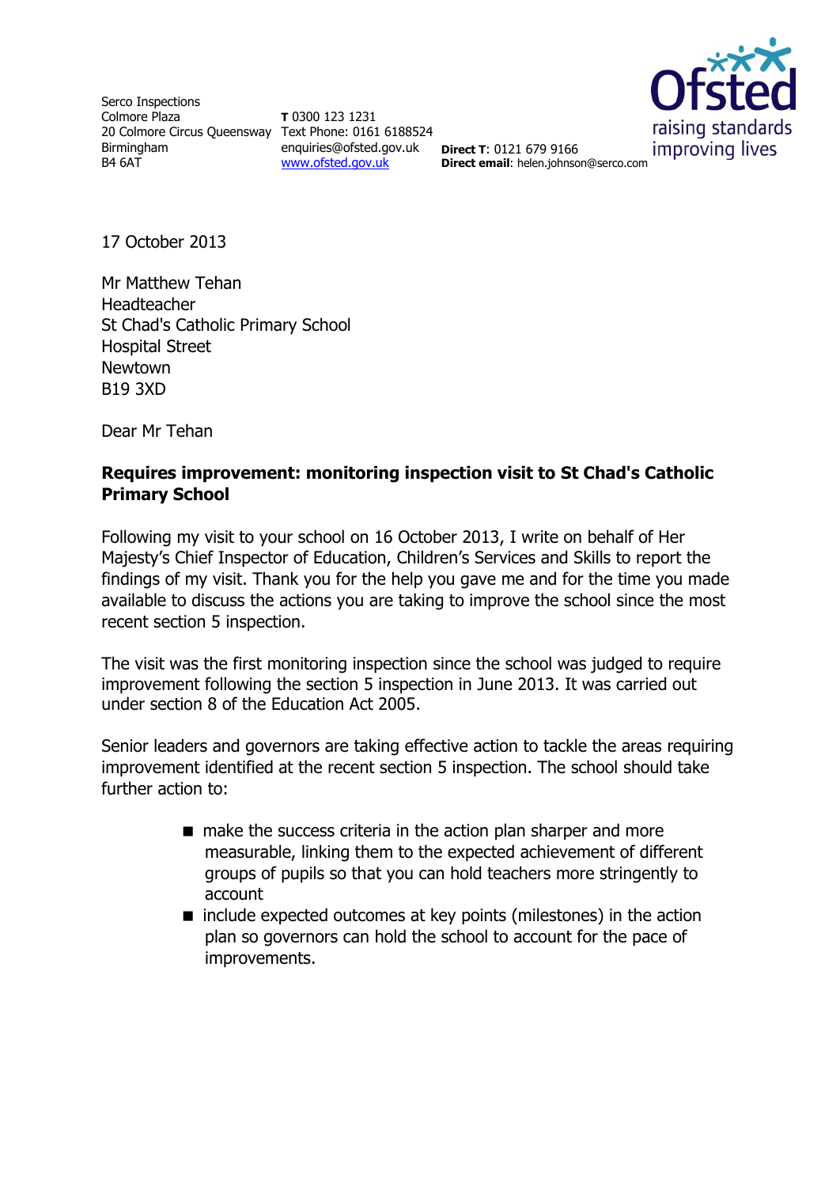Serco Inspections
Colmore Plaza
20 Colmore Circus Queensway
Birmingham
B4 6AT

**T** 0300 123 1231
Text Phone: 0161 6188524
enquiries@ofsted.gov.uk
www.ofsted.gov.uk

**Direct T**: 0121 679 9166
**Direct email**: helen.johnson@serco.com

17 October 2013

Mr Matthew Tehan
Headteacher
St Chad's Catholic Primary School
Hospital Street
Newtown
B19 3XD

Dear Mr Tehan

**Requires improvement: monitoring inspection visit to St Chad's Catholic Primary School**

Following my visit to your school on 16 October 2013, I write on behalf of Her Majesty's Chief Inspector of Education, Children's Services and Skills to report the findings of my visit. Thank you for the help you gave me and for the time you made available to discuss the actions you are taking to improve the school since the most recent section 5 inspection.

The visit was the first monitoring inspection since the school was judged to require improvement following the section 5 inspection in June 2013. It was carried out under section 8 of the Education Act 2005.

Senior leaders and governors are taking effective action to tackle the areas requiring improvement identified at the recent section 5 inspection. The school should take further action to:

- make the success criteria in the action plan sharper and more measurable, linking them to the expected achievement of different groups of pupils so that you can hold teachers more stringently to account
- include expected outcomes at key points (milestones) in the action plan so governors can hold the school to account for the pace of improvements.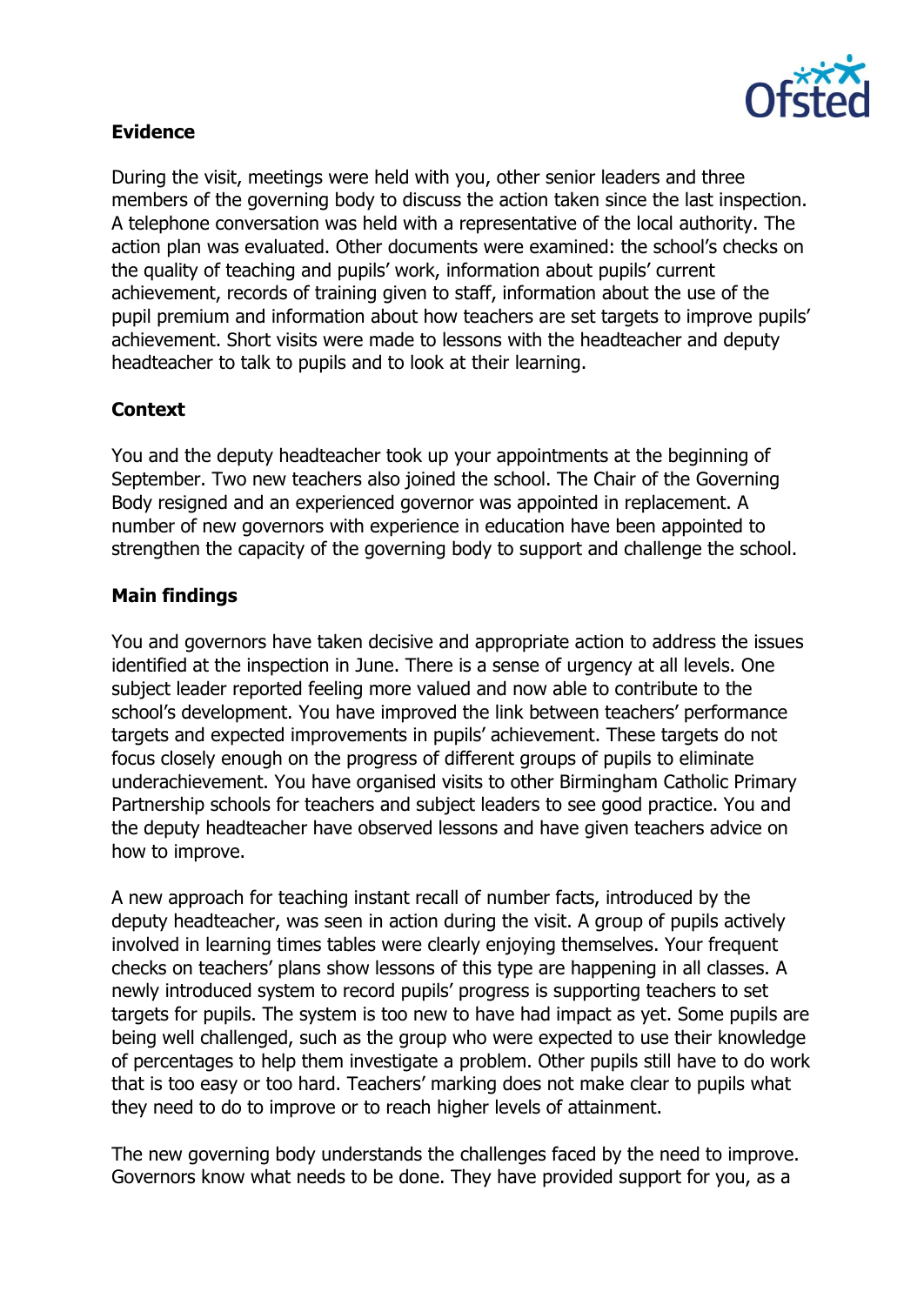**Evidence**

During the visit, meetings were held with you, other senior leaders and three members of the governing body to discuss the action taken since the last inspection. A telephone conversation was held with a representative of the local authority. The action plan was evaluated. Other documents were examined: the school's checks on the quality of teaching and pupils' work, information about pupils' current achievement, records of training given to staff, information about the use of the pupil premium and information about how teachers are set targets to improve pupils' achievement. Short visits were made to lessons with the headteacher and deputy headteacher to talk to pupils and to look at their learning.

**Context**

You and the deputy headteacher took up your appointments at the beginning of September. Two new teachers also joined the school. The Chair of the Governing Body resigned and an experienced governor was appointed in replacement. A number of new governors with experience in education have been appointed to strengthen the capacity of the governing body to support and challenge the school.

**Main findings**

You and governors have taken decisive and appropriate action to address the issues identified at the inspection in June. There is a sense of urgency at all levels. One subject leader reported feeling more valued and now able to contribute to the school's development. You have improved the link between teachers' performance targets and expected improvements in pupils' achievement. These targets do not focus closely enough on the progress of different groups of pupils to eliminate underachievement. You have organised visits to other Birmingham Catholic Primary Partnership schools for teachers and subject leaders to see good practice. You and the deputy headteacher have observed lessons and have given teachers advice on how to improve.

A new approach for teaching instant recall of number facts, introduced by the deputy headteacher, was seen in action during the visit. A group of pupils actively involved in learning times tables were clearly enjoying themselves. Your frequent checks on teachers' plans show lessons of this type are happening in all classes. A newly introduced system to record pupils' progress is supporting teachers to set targets for pupils. The system is too new to have had impact as yet. Some pupils are being well challenged, such as the group who were expected to use their knowledge of percentages to help them investigate a problem. Other pupils still have to do work that is too easy or too hard. Teachers' marking does not make clear to pupils what they need to do to improve or to reach higher levels of attainment.

The new governing body understands the challenges faced by the need to improve. Governors know what needs to be done. They have provided support for you, as a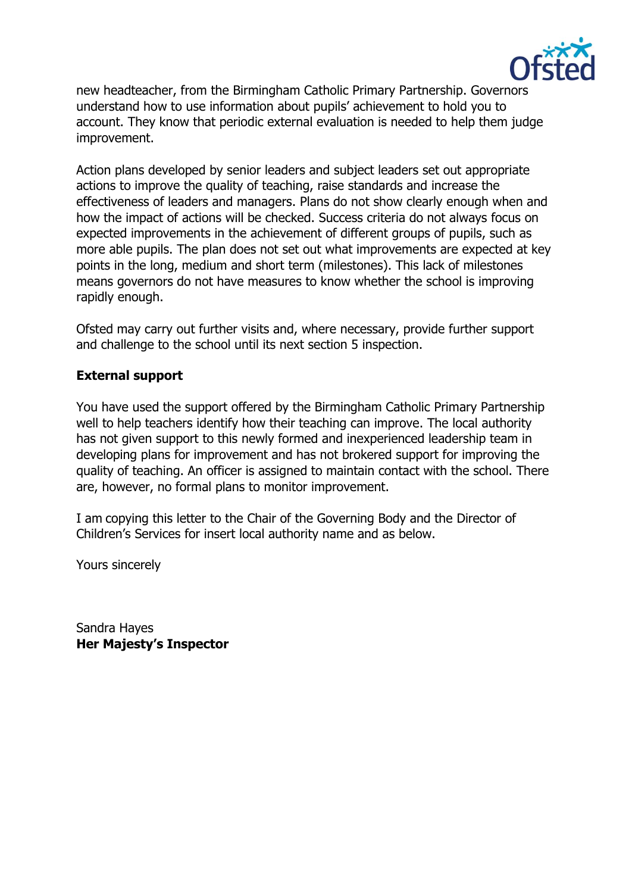new headteacher, from the Birmingham Catholic Primary Partnership. Governors understand how to use information about pupils' achievement to hold you to account. They know that periodic external evaluation is needed to help them judge improvement.

Action plans developed by senior leaders and subject leaders set out appropriate actions to improve the quality of teaching, raise standards and increase the effectiveness of leaders and managers. Plans do not show clearly enough when and how the impact of actions will be checked. Success criteria do not always focus on expected improvements in the achievement of different groups of pupils, such as more able pupils. The plan does not set out what improvements are expected at key points in the long, medium and short term (milestones). This lack of milestones means governors do not have measures to know whether the school is improving rapidly enough.

Ofsted may carry out further visits and, where necessary, provide further support and challenge to the school until its next section 5 inspection.

**External support**

You have used the support offered by the Birmingham Catholic Primary Partnership well to help teachers identify how their teaching can improve. The local authority has not given support to this newly formed and inexperienced leadership team in developing plans for improvement and has not brokered support for improving the quality of teaching. An officer is assigned to maintain contact with the school. There are, however, no formal plans to monitor improvement.

I am copying this letter to the Chair of the Governing Body and the Director of Children's Services for insert local authority name and as below.

Yours sincerely

Sandra Hayes
**Her Majesty's Inspector**